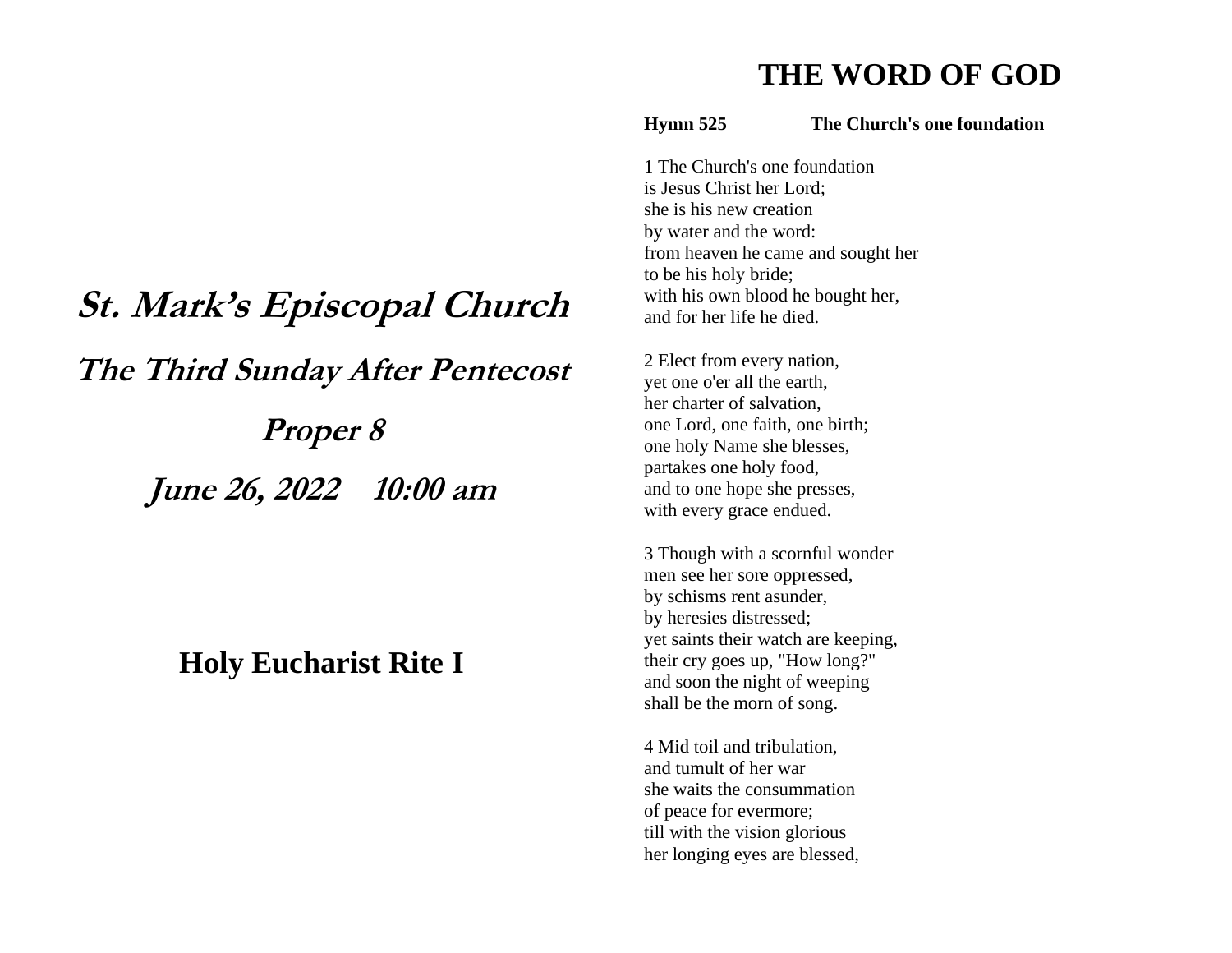# *St. Mark's Episcopal Church*

## *The Third Sunday After Pentecost*

## *Proper 8*

## *June 26, 2022    10:00 am*

## Holy Eucharist Rite I

# THE WORD OF GOD

**Hymn 525 The Church's one foundation**

1 The Church's one foundation
is Jesus Christ her Lord;
she is his new creation
by water and the word:
from heaven he came and sought her
to be his holy bride;
with his own blood he bought her,
and for her life he died.

2 Elect from every nation,
yet one o'er all the earth,
her charter of salvation,
one Lord, one faith, one birth;
one holy Name she blesses,
partakes one holy food,
and to one hope she presses,
with every grace endued.

3 Though with a scornful wonder
men see her sore oppressed,
by schisms rent asunder,
by heresies distressed;
yet saints their watch are keeping,
their cry goes up, "How long?"
and soon the night of weeping
shall be the morn of song.

4 Mid toil and tribulation,
and tumult of her war
she waits the consummation
of peace for evermore;
till with the vision glorious
her longing eyes are blessed,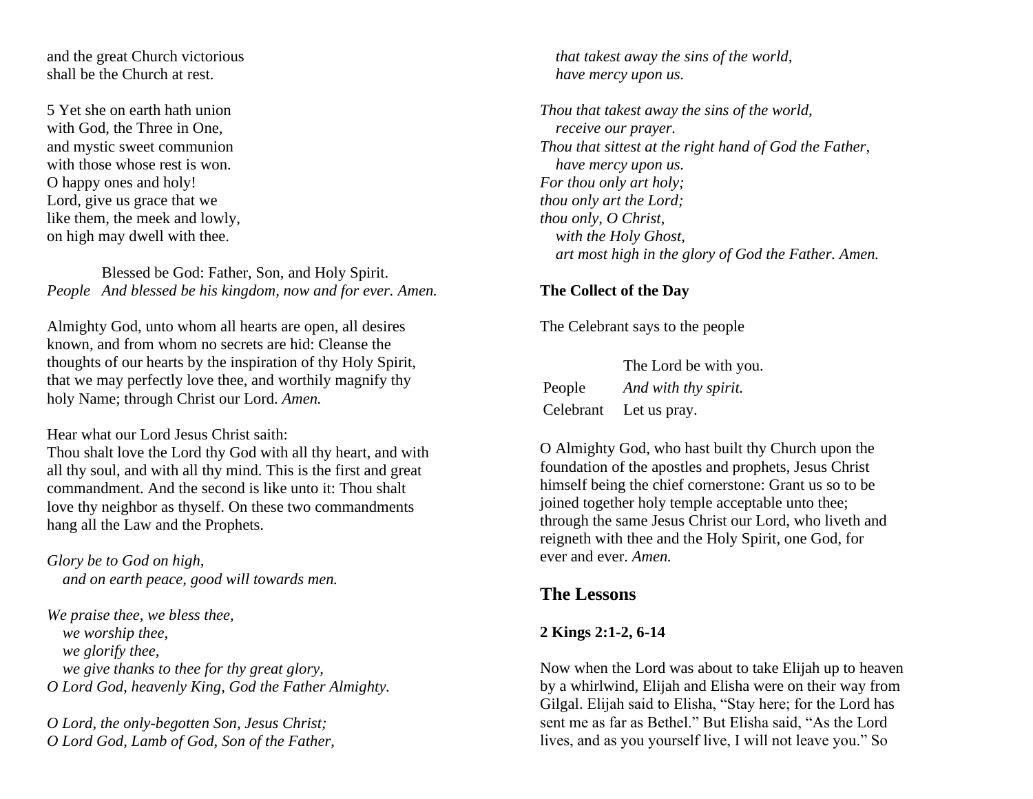and the great Church victorious
shall be the Church at rest.

5 Yet she on earth hath union
with God, the Three in One,
and mystic sweet communion
with those whose rest is won.
O happy ones and holy!
Lord, give us grace that we
like them, the meek and lowly,
on high may dwell with thee.

Blessed be God: Father, Son, and Holy Spirit.
*People* *And blessed be his kingdom, now and for ever. Amen.*

Almighty God, unto whom all hearts are open, all desires known, and from whom no secrets are hid: Cleanse the thoughts of our hearts by the inspiration of thy Holy Spirit, that we may perfectly love thee, and worthily magnify thy holy Name; through Christ our Lord. *Amen.*

Hear what our Lord Jesus Christ saith:
Thou shalt love the Lord thy God with all thy heart, and with all thy soul, and with all thy mind. This is the first and great commandment. And the second is like unto it: Thou shalt love thy neighbor as thyself. On these two commandments hang all the Law and the Prophets.

*Glory be to God on high,*
*and on earth peace, good will towards men.*

*We praise thee, we bless thee,*
*we worship thee,*
*we glorify thee,*
*we give thanks to thee for thy great glory,*
*O Lord God, heavenly King, God the Father Almighty.*

*O Lord, the only-begotten Son, Jesus Christ;*
*O Lord God, Lamb of God, Son of the Father,*
*that takest away the sins of the world,*
*have mercy upon us.*

*Thou that takest away the sins of the world,*
*receive our prayer.*
*Thou that sittest at the right hand of God the Father,*
*have mercy upon us.*
*For thou only art holy;*
*thou only art the Lord;*
*thou only, O Christ,*
*with the Holy Ghost,*
*art most high in the glory of God the Father. Amen.*

**The Collect of the Day**

The Celebrant says to the people

The Lord be with you.
People *And with thy spirit.*
Celebrant Let us pray.

O Almighty God, who hast built thy Church upon the foundation of the apostles and prophets, Jesus Christ himself being the chief cornerstone: Grant us so to be joined together holy temple acceptable unto thee; through the same Jesus Christ our Lord, who liveth and reigneth with thee and the Holy Spirit, one God, for ever and ever. *Amen.*

## The Lessons

**2 Kings 2:1-2, 6-14**

Now when the Lord was about to take Elijah up to heaven by a whirlwind, Elijah and Elisha were on their way from Gilgal. Elijah said to Elisha, “Stay here; for the Lord has sent me as far as Bethel.” But Elisha said, “As the Lord lives, and as you yourself live, I will not leave you.” So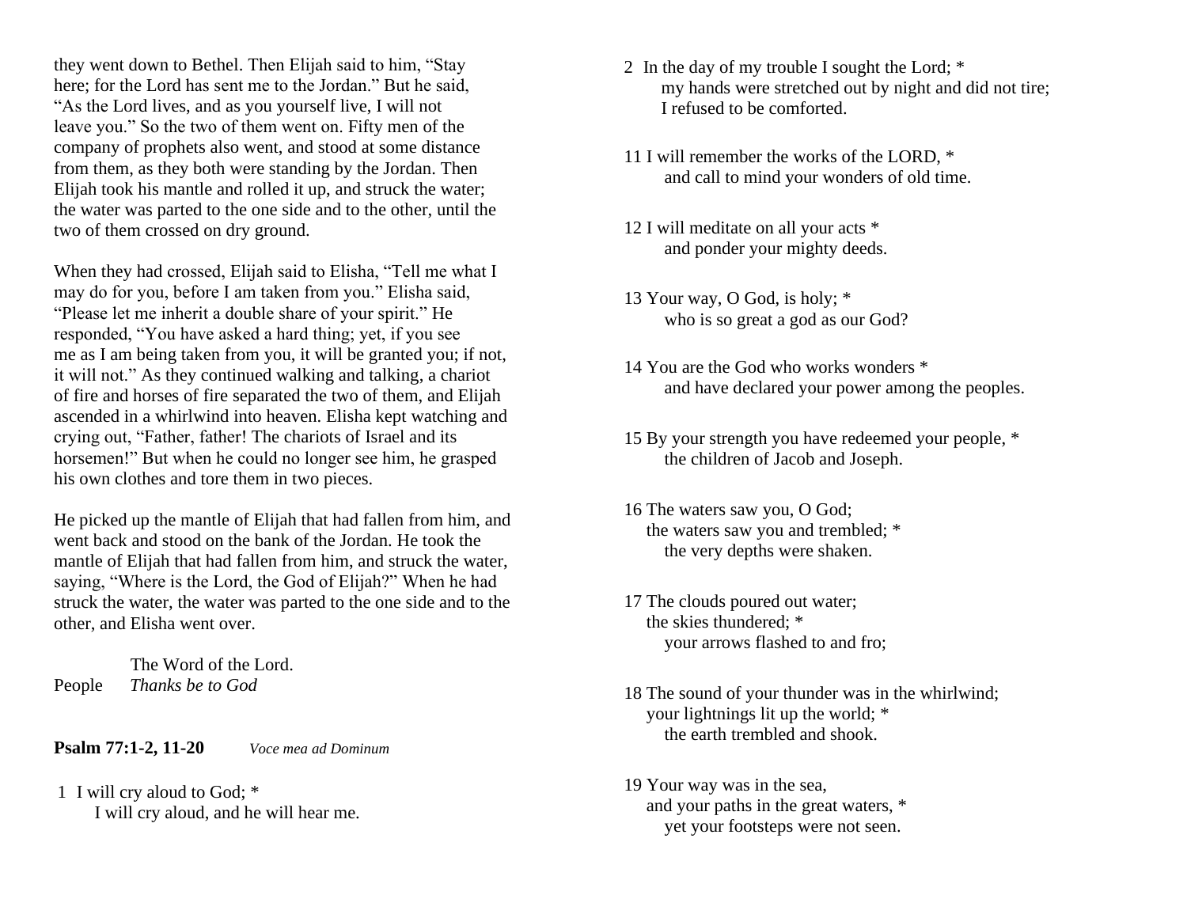they went down to Bethel. Then Elijah said to him, “Stay here; for the Lord has sent me to the Jordan.” But he said, “As the Lord lives, and as you yourself live, I will not leave you.” So the two of them went on. Fifty men of the company of prophets also went, and stood at some distance from them, as they both were standing by the Jordan. Then Elijah took his mantle and rolled it up, and struck the water; the water was parted to the one side and to the other, until the two of them crossed on dry ground.

When they had crossed, Elijah said to Elisha, “Tell me what I may do for you, before I am taken from you.” Elisha said, “Please let me inherit a double share of your spirit.” He responded, “You have asked a hard thing; yet, if you see me as I am being taken from you, it will be granted you; if not, it will not.” As they continued walking and talking, a chariot of fire and horses of fire separated the two of them, and Elijah ascended in a whirlwind into heaven. Elisha kept watching and crying out, “Father, father! The chariots of Israel and its horsemen!” But when he could no longer see him, he grasped his own clothes and tore them in two pieces.

He picked up the mantle of Elijah that had fallen from him, and went back and stood on the bank of the Jordan. He took the mantle of Elijah that had fallen from him, and struck the water, saying, “Where is the Lord, the God of Elijah?” When he had struck the water, the water was parted to the one side and to the other, and Elisha went over.

The Word of the Lord.  
People *Thanks be to God*

**Psalm 77:1-2, 11-20** *Voce mea ad Dominum*

1 I will cry aloud to God; *  
I will cry aloud, and he will hear me.

2 In the day of my trouble I sought the Lord; *  
my hands were stretched out by night and did not tire;  
I refused to be comforted.

11 I will remember the works of the LORD, *  
and call to mind your wonders of old time.

12 I will meditate on all your acts *  
and ponder your mighty deeds.

13 Your way, O God, is holy; *  
who is so great a god as our God?

14 You are the God who works wonders *  
and have declared your power among the peoples.

15 By your strength you have redeemed your people, *  
the children of Jacob and Joseph.

16 The waters saw you, O God;  
the waters saw you and trembled; *  
the very depths were shaken.

17 The clouds poured out water;  
the skies thundered; *  
your arrows flashed to and fro;

18 The sound of your thunder was in the whirlwind;  
your lightnings lit up the world; *  
the earth trembled and shook.

19 Your way was in the sea,  
and your paths in the great waters, *  
yet your footsteps were not seen.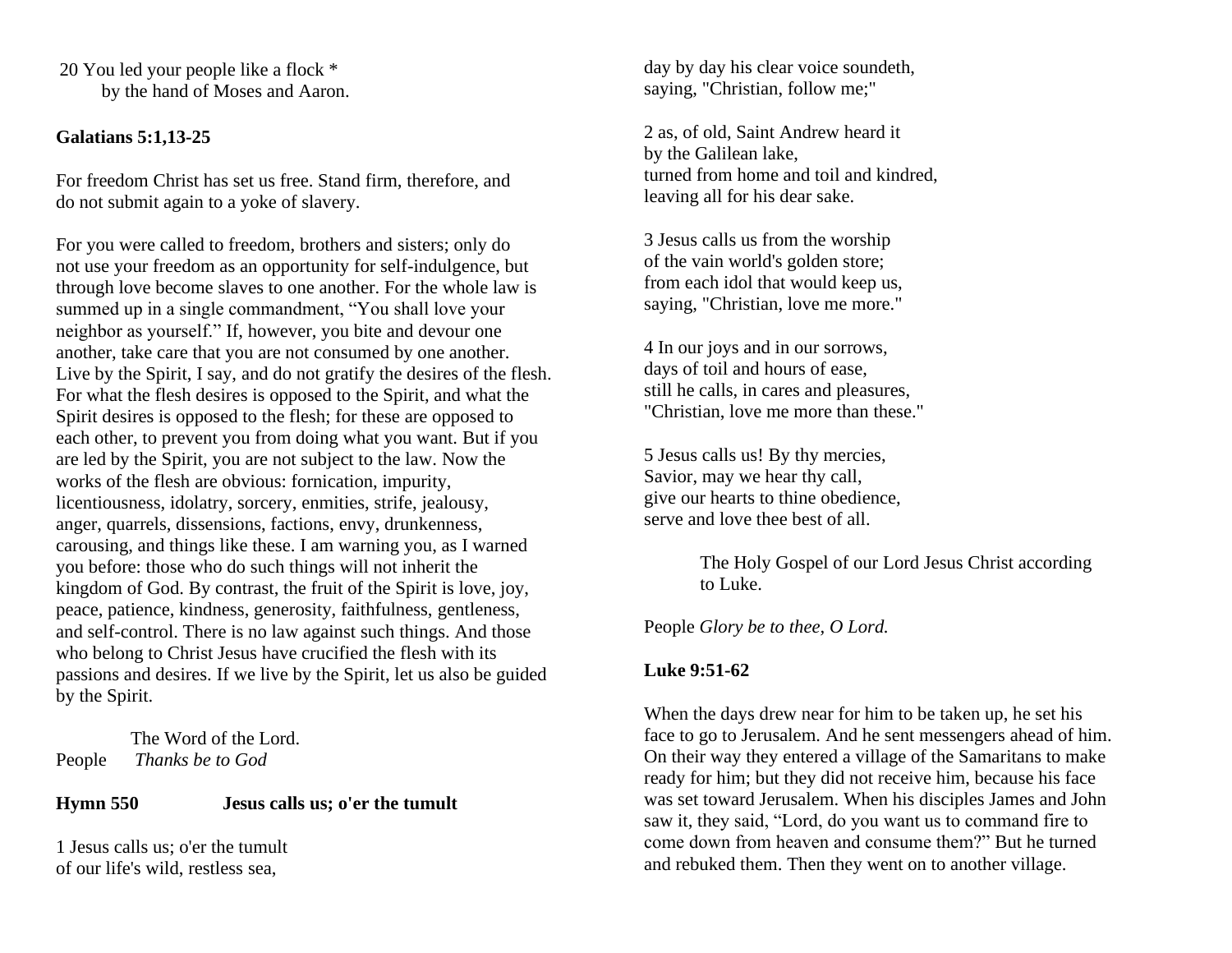20 You led your people like a flock *
by the hand of Moses and Aaron.

**Galatians 5:1,13-25**

For freedom Christ has set us free. Stand firm, therefore, and do not submit again to a yoke of slavery.

For you were called to freedom, brothers and sisters; only do not use your freedom as an opportunity for self-indulgence, but through love become slaves to one another. For the whole law is summed up in a single commandment, “You shall love your neighbor as yourself.” If, however, you bite and devour one another, take care that you are not consumed by one another. Live by the Spirit, I say, and do not gratify the desires of the flesh. For what the flesh desires is opposed to the Spirit, and what the Spirit desires is opposed to the flesh; for these are opposed to each other, to prevent you from doing what you want. But if you are led by the Spirit, you are not subject to the law. Now the works of the flesh are obvious: fornication, impurity, licentiousness, idolatry, sorcery, enmities, strife, jealousy, anger, quarrels, dissensions, factions, envy, drunkenness, carousing, and things like these. I am warning you, as I warned you before: those who do such things will not inherit the kingdom of God. By contrast, the fruit of the Spirit is love, joy, peace, patience, kindness, generosity, faithfulness, gentleness, and self-control. There is no law against such things. And those who belong to Christ Jesus have crucified the flesh with its passions and desires. If we live by the Spirit, let us also be guided by the Spirit.

The Word of the Lord.
People *Thanks be to God*

**Hymn 550 Jesus calls us; o'er the tumult**

1 Jesus calls us; o'er the tumult
of our life's wild, restless sea,
day by day his clear voice soundeth,
saying, "Christian, follow me;"

2 as, of old, Saint Andrew heard it
by the Galilean lake,
turned from home and toil and kindred,
leaving all for his dear sake.

3 Jesus calls us from the worship
of the vain world's golden store;
from each idol that would keep us,
saying, "Christian, love me more."

4 In our joys and in our sorrows,
days of toil and hours of ease,
still he calls, in cares and pleasures,
"Christian, love me more than these."

5 Jesus calls us! By thy mercies,
Savior, may we hear thy call,
give our hearts to thine obedience,
serve and love thee best of all.

The Holy Gospel of our Lord Jesus Christ according to Luke.

People *Glory be to thee, O Lord.*

**Luke 9:51-62**

When the days drew near for him to be taken up, he set his face to go to Jerusalem. And he sent messengers ahead of him. On their way they entered a village of the Samaritans to make ready for him; but they did not receive him, because his face was set toward Jerusalem. When his disciples James and John saw it, they said, “Lord, do you want us to command fire to come down from heaven and consume them?” But he turned and rebuked them. Then they went on to another village.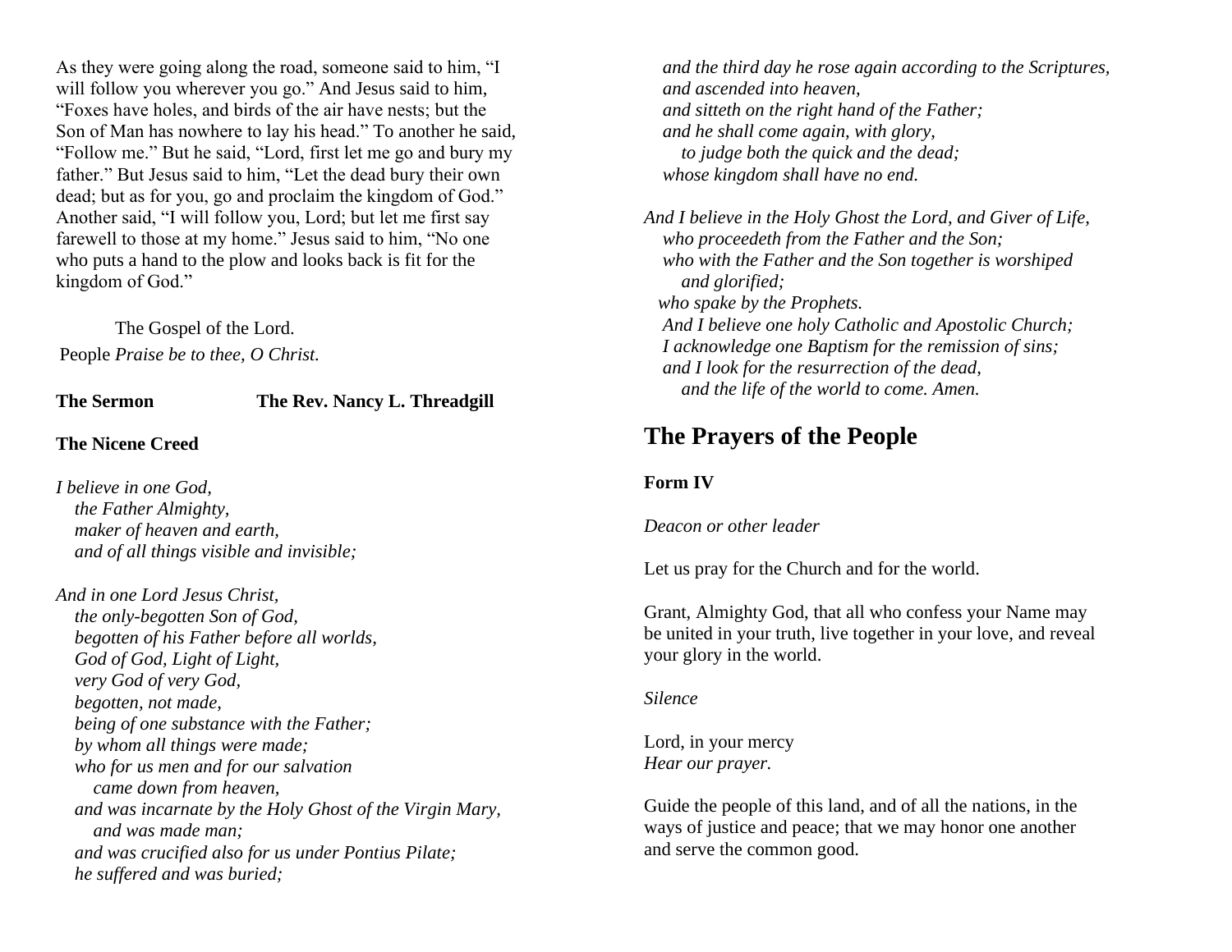As they were going along the road, someone said to him, “I will follow you wherever you go.” And Jesus said to him, “Foxes have holes, and birds of the air have nests; but the Son of Man has nowhere to lay his head.” To another he said, “Follow me.” But he said, “Lord, first let me go and bury my father.” But Jesus said to him, “Let the dead bury their own dead; but as for you, go and proclaim the kingdom of God.” Another said, “I will follow you, Lord; but let me first say farewell to those at my home.” Jesus said to him, “No one who puts a hand to the plow and looks back is fit for the kingdom of God.”

The Gospel of the Lord.
People *Praise be to thee, O Christ.*

**The Sermon** **The Rev. Nancy L. Threadgill**

**The Nicene Creed**

*I believe in one God,*
*the Father Almighty,*
*maker of heaven and earth,*
*and of all things visible and invisible;*

*And in one Lord Jesus Christ,*
*the only-begotten Son of God,*
*begotten of his Father before all worlds,*
*God of God, Light of Light,*
*very God of very God,*
*begotten, not made,*
*being of one substance with the Father;*
*by whom all things were made;*
*who for us men and for our salvation*
*came down from heaven,*
*and was incarnate by the Holy Ghost of the Virgin Mary,*
*and was made man;*
*and was crucified also for us under Pontius Pilate;*
*he suffered and was buried;*
*and the third day he rose again according to the Scriptures,*
*and ascended into heaven,*
*and sitteth on the right hand of the Father;*
*and he shall come again, with glory,*
*to judge both the quick and the dead;*
*whose kingdom shall have no end.*

*And I believe in the Holy Ghost the Lord, and Giver of Life,*
*who proceedeth from the Father and the Son;*
*who with the Father and the Son together is worshiped*
*and glorified;*
*who spake by the Prophets.*
*And I believe one holy Catholic and Apostolic Church;*
*I acknowledge one Baptism for the remission of sins;*
*and I look for the resurrection of the dead,*
*and the life of the world to come. Amen.*

## The Prayers of the People

**Form IV**

*Deacon or other leader*

Let us pray for the Church and for the world.

Grant, Almighty God, that all who confess your Name may be united in your truth, live together in your love, and reveal your glory in the world.

*Silence*

Lord, in your mercy
*Hear our prayer.*

Guide the people of this land, and of all the nations, in the ways of justice and peace; that we may honor one another and serve the common good.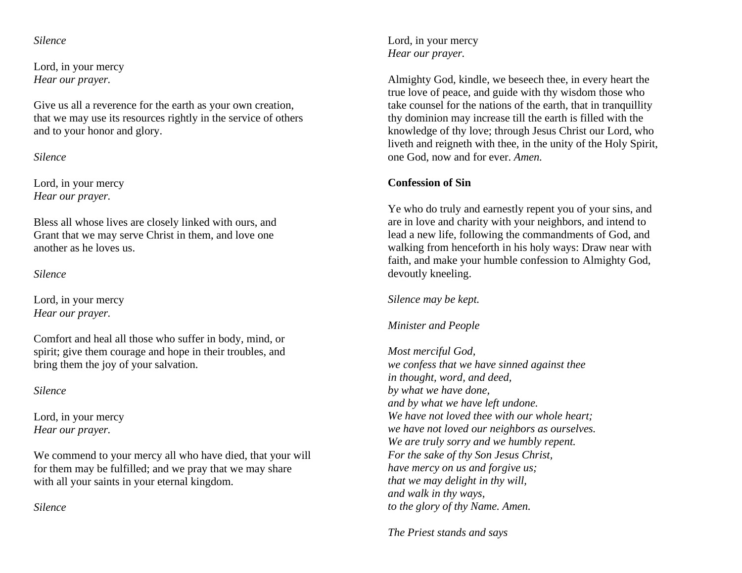*Silence*

Lord, in your mercy
*Hear our prayer.*

Give us all a reverence for the earth as your own creation, that we may use its resources rightly in the service of others and to your honor and glory.

*Silence*

Lord, in your mercy
*Hear our prayer.*

Bless all whose lives are closely linked with ours, and Grant that we may serve Christ in them, and love one another as he loves us.

*Silence*

Lord, in your mercy
*Hear our prayer.*

Comfort and heal all those who suffer in body, mind, or spirit; give them courage and hope in their troubles, and bring them the joy of your salvation.

*Silence*

Lord, in your mercy
*Hear our prayer.*

We commend to your mercy all who have died, that your will for them may be fulfilled; and we pray that we may share with all your saints in your eternal kingdom.

*Silence*

Lord, in your mercy
*Hear our prayer.*

Almighty God, kindle, we beseech thee, in every heart the true love of peace, and guide with thy wisdom those who take counsel for the nations of the earth, that in tranquillity thy dominion may increase till the earth is filled with the knowledge of thy love; through Jesus Christ our Lord, who liveth and reigneth with thee, in the unity of the Holy Spirit, one God, now and for ever. *Amen.*

**Confession of Sin**

Ye who do truly and earnestly repent you of your sins, and are in love and charity with your neighbors, and intend to lead a new life, following the commandments of God, and walking from henceforth in his holy ways: Draw near with faith, and make your humble confession to Almighty God, devoutly kneeling.

*Silence may be kept.*

*Minister and People*

*Most merciful God,*
*we confess that we have sinned against thee*
*in thought, word, and deed,*
*by what we have done,*
*and by what we have left undone.*
*We have not loved thee with our whole heart;*
*we have not loved our neighbors as ourselves.*
*We are truly sorry and we humbly repent.*
*For the sake of thy Son Jesus Christ,*
*have mercy on us and forgive us;*
*that we may delight in thy will,*
*and walk in thy ways,*
*to the glory of thy Name. Amen.*

*The Priest stands and says*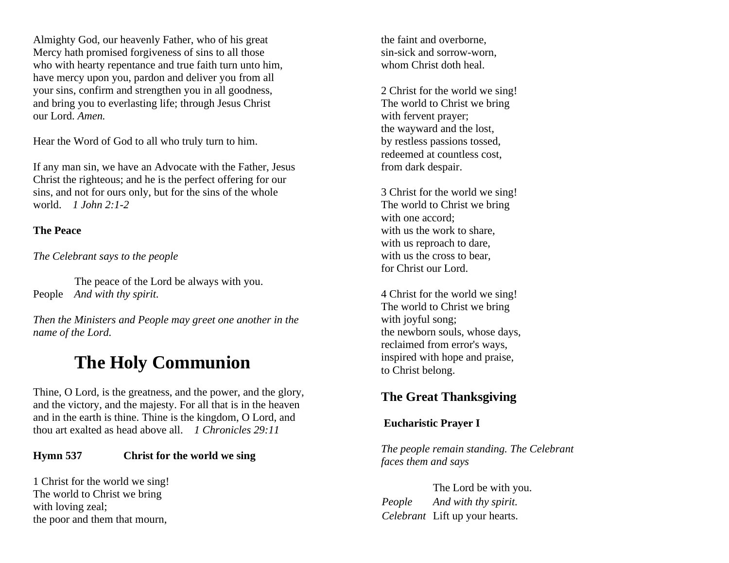Almighty God, our heavenly Father, who of his great Mercy hath promised forgiveness of sins to all those who with hearty repentance and true faith turn unto him, have mercy upon you, pardon and deliver you from all your sins, confirm and strengthen you in all goodness, and bring you to everlasting life; through Jesus Christ our Lord. *Amen.*

Hear the Word of God to all who truly turn to him.

If any man sin, we have an Advocate with the Father, Jesus Christ the righteous; and he is the perfect offering for our sins, and not for ours only, but for the sins of the whole world. *1 John 2:1-2*

**The Peace**

*The Celebrant says to the people*

The peace of the Lord be always with you.
People *And with thy spirit.*

*Then the Ministers and People may greet one another in the name of the Lord.*

# The Holy Communion

Thine, O Lord, is the greatness, and the power, and the glory, and the victory, and the majesty. For all that is in the heaven and in the earth is thine. Thine is the kingdom, O Lord, and thou art exalted as head above all. *1 Chronicles 29:11*

**Hymn 537 Christ for the world we sing**

1 Christ for the world we sing!
The world to Christ we bring
with loving zeal;
the poor and them that mourn,
the faint and overborne,
sin-sick and sorrow-worn,
whom Christ doth heal.

2 Christ for the world we sing!
The world to Christ we bring
with fervent prayer;
the wayward and the lost,
by restless passions tossed,
redeemed at countless cost,
from dark despair.

3 Christ for the world we sing!
The world to Christ we bring
with one accord;
with us the work to share,
with us reproach to dare,
with us the cross to bear,
for Christ our Lord.

4 Christ for the world we sing!
The world to Christ we bring
with joyful song;
the newborn souls, whose days,
reclaimed from error's ways,
inspired with hope and praise,
to Christ belong.

## The Great Thanksgiving

**Eucharistic Prayer I**

*The people remain standing. The Celebrant faces them and says*

The Lord be with you.
*People* *And with thy spirit.*
*Celebrant* Lift up your hearts.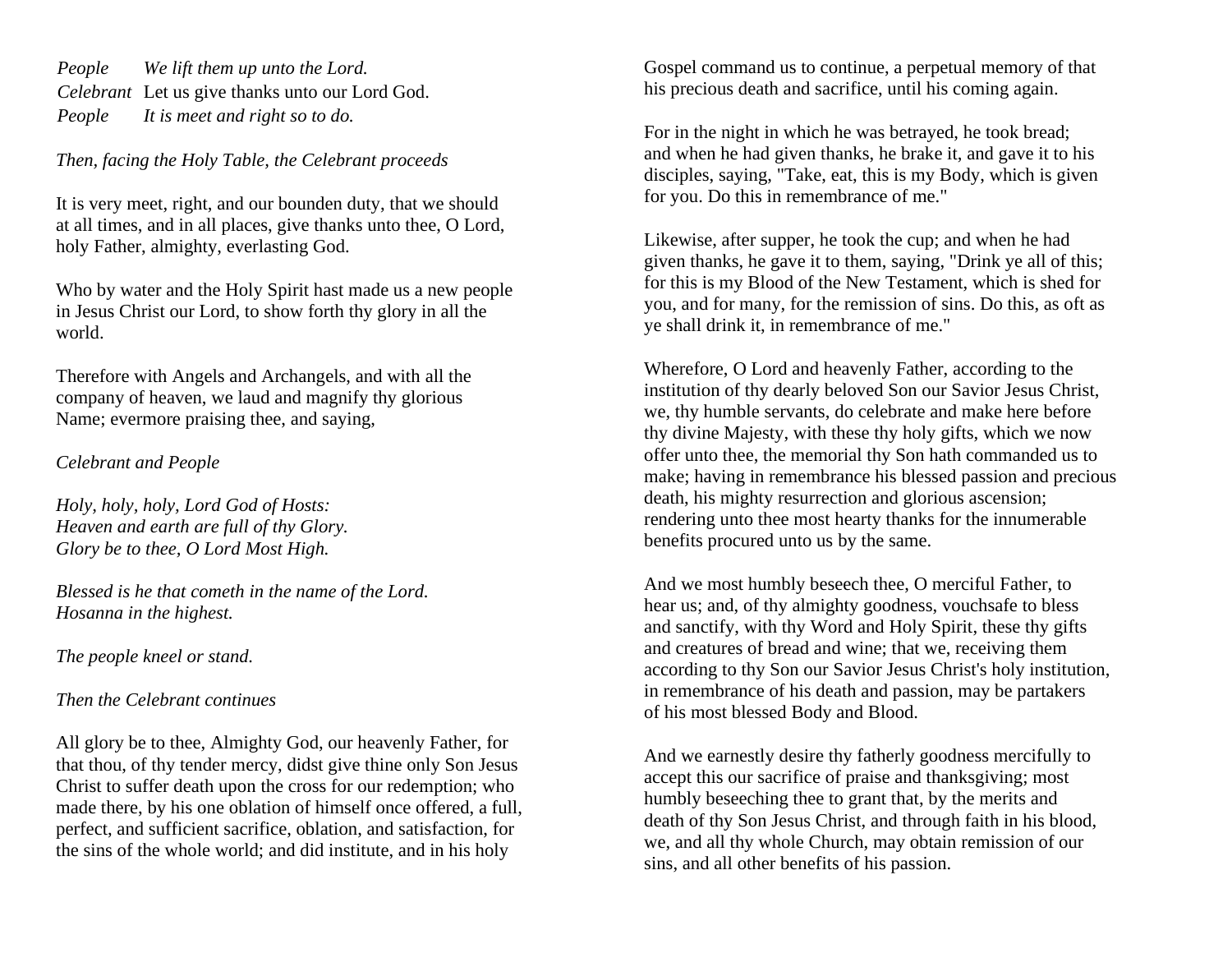*People* *We lift them up unto the Lord.*
*Celebrant* Let us give thanks unto our Lord God.
*People* *It is meet and right so to do.*

*Then, facing the Holy Table, the Celebrant proceeds*

It is very meet, right, and our bounden duty, that we should at all times, and in all places, give thanks unto thee, O Lord, holy Father, almighty, everlasting God.

Who by water and the Holy Spirit hast made us a new people in Jesus Christ our Lord, to show forth thy glory in all the world.

Therefore with Angels and Archangels, and with all the company of heaven, we laud and magnify thy glorious Name; evermore praising thee, and saying,

*Celebrant and People*

*Holy, holy, holy, Lord God of Hosts:*
*Heaven and earth are full of thy Glory.*
*Glory be to thee, O Lord Most High.*

*Blessed is he that cometh in the name of the Lord.*
*Hosanna in the highest.*

*The people kneel or stand.*

*Then the Celebrant continues*

All glory be to thee, Almighty God, our heavenly Father, for that thou, of thy tender mercy, didst give thine only Son Jesus Christ to suffer death upon the cross for our redemption; who made there, by his one oblation of himself once offered, a full, perfect, and sufficient sacrifice, oblation, and satisfaction, for the sins of the whole world; and did institute, and in his holy Gospel command us to continue, a perpetual memory of that his precious death and sacrifice, until his coming again.

For in the night in which he was betrayed, he took bread; and when he had given thanks, he brake it, and gave it to his disciples, saying, "Take, eat, this is my Body, which is given for you. Do this in remembrance of me."

Likewise, after supper, he took the cup; and when he had given thanks, he gave it to them, saying, "Drink ye all of this; for this is my Blood of the New Testament, which is shed for you, and for many, for the remission of sins. Do this, as oft as ye shall drink it, in remembrance of me."

Wherefore, O Lord and heavenly Father, according to the institution of thy dearly beloved Son our Savior Jesus Christ, we, thy humble servants, do celebrate and make here before thy divine Majesty, with these thy holy gifts, which we now offer unto thee, the memorial thy Son hath commanded us to make; having in remembrance his blessed passion and precious death, his mighty resurrection and glorious ascension; rendering unto thee most hearty thanks for the innumerable benefits procured unto us by the same.

And we most humbly beseech thee, O merciful Father, to hear us; and, of thy almighty goodness, vouchsafe to bless and sanctify, with thy Word and Holy Spirit, these thy gifts and creatures of bread and wine; that we, receiving them according to thy Son our Savior Jesus Christ's holy institution, in remembrance of his death and passion, may be partakers of his most blessed Body and Blood.

And we earnestly desire thy fatherly goodness mercifully to accept this our sacrifice of praise and thanksgiving; most humbly beseeching thee to grant that, by the merits and death of thy Son Jesus Christ, and through faith in his blood, we, and all thy whole Church, may obtain remission of our sins, and all other benefits of his passion.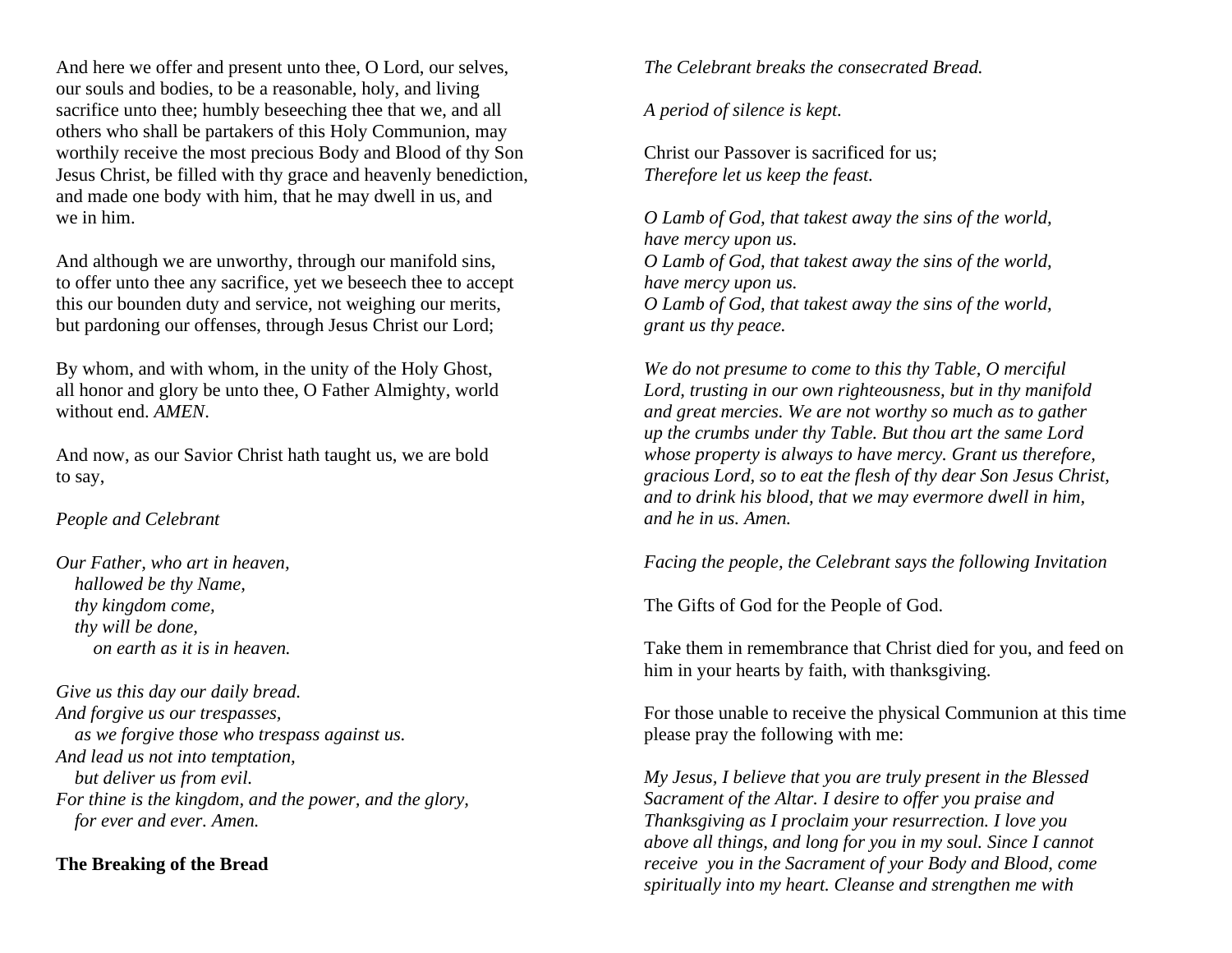And here we offer and present unto thee, O Lord, our selves, our souls and bodies, to be a reasonable, holy, and living sacrifice unto thee; humbly beseeching thee that we, and all others who shall be partakers of this Holy Communion, may worthily receive the most precious Body and Blood of thy Son Jesus Christ, be filled with thy grace and heavenly benediction, and made one body with him, that he may dwell in us, and we in him.

And although we are unworthy, through our manifold sins, to offer unto thee any sacrifice, yet we beseech thee to accept this our bounden duty and service, not weighing our merits, but pardoning our offenses, through Jesus Christ our Lord;

By whom, and with whom, in the unity of the Holy Ghost, all honor and glory be unto thee, O Father Almighty, world without end. *AMEN*.

And now, as our Savior Christ hath taught us, we are bold to say,

*People and Celebrant*

*Our Father, who art in heaven,*
*hallowed be thy Name,*
*thy kingdom come,*
*thy will be done,*
*on earth as it is in heaven.*

*Give us this day our daily bread.*
*And forgive us our trespasses,*
*as we forgive those who trespass against us.*
*And lead us not into temptation,*
*but deliver us from evil.*
*For thine is the kingdom, and the power, and the glory,*
*for ever and ever. Amen.*

**The Breaking of the Bread**

*The Celebrant breaks the consecrated Bread.*

*A period of silence is kept.*

Christ our Passover is sacrificed for us;
*Therefore let us keep the feast.*

*O Lamb of God, that takest away the sins of the world,*
*have mercy upon us.*
*O Lamb of God, that takest away the sins of the world,*
*have mercy upon us.*
*O Lamb of God, that takest away the sins of the world,*
*grant us thy peace.*

*We do not presume to come to this thy Table, O merciful Lord, trusting in our own righteousness, but in thy manifold and great mercies. We are not worthy so much as to gather up the crumbs under thy Table. But thou art the same Lord whose property is always to have mercy. Grant us therefore, gracious Lord, so to eat the flesh of thy dear Son Jesus Christ, and to drink his blood, that we may evermore dwell in him, and he in us. Amen.*

*Facing the people, the Celebrant says the following Invitation*

The Gifts of God for the People of God.

Take them in remembrance that Christ died for you, and feed on him in your hearts by faith, with thanksgiving.

For those unable to receive the physical Communion at this time please pray the following with me:

*My Jesus, I believe that you are truly present in the Blessed Sacrament of the Altar. I desire to offer you praise and Thanksgiving as I proclaim your resurrection. I love you above all things, and long for you in my soul. Since I cannot receive you in the Sacrament of your Body and Blood, come spiritually into my heart. Cleanse and strengthen me with*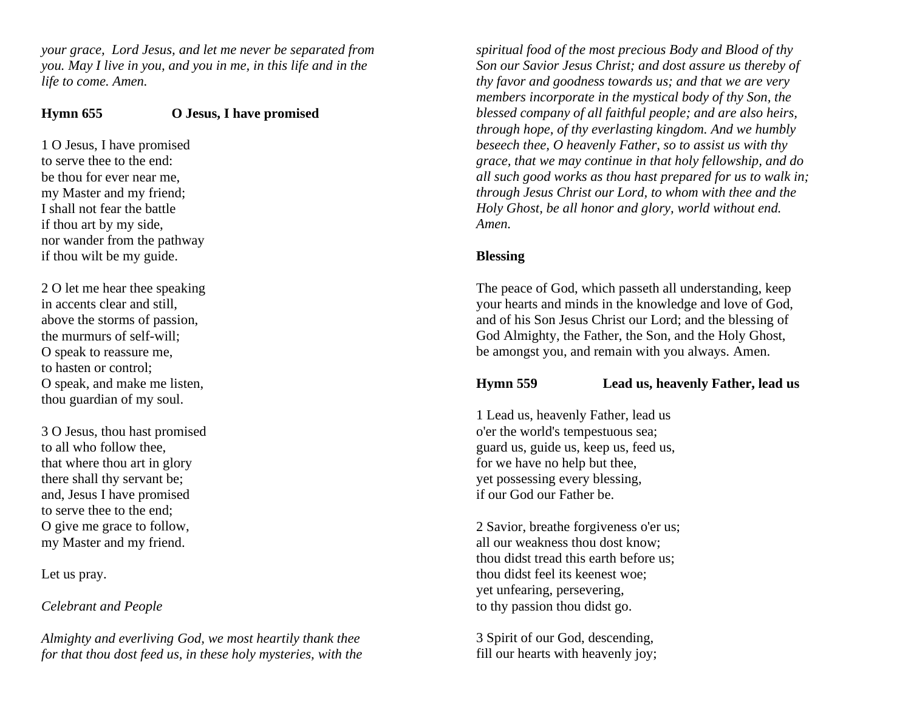*your grace, Lord Jesus, and let me never be separated from you. May I live in you, and you in me, in this life and in the life to come. Amen.*

**Hymn 655 O Jesus, I have promised**

1 O Jesus, I have promised
to serve thee to the end:
be thou for ever near me,
my Master and my friend;
I shall not fear the battle
if thou art by my side,
nor wander from the pathway
if thou wilt be my guide.

2 O let me hear thee speaking
in accents clear and still,
above the storms of passion,
the murmurs of self-will;
O speak to reassure me,
to hasten or control;
O speak, and make me listen,
thou guardian of my soul.

3 O Jesus, thou hast promised
to all who follow thee,
that where thou art in glory
there shall thy servant be;
and, Jesus I have promised
to serve thee to the end;
O give me grace to follow,
my Master and my friend.

Let us pray.

*Celebrant and People*

*Almighty and everliving God, we most heartily thank thee for that thou dost feed us, in these holy mysteries, with the spiritual food of the most precious Body and Blood of thy Son our Savior Jesus Christ; and dost assure us thereby of thy favor and goodness towards us; and that we are very members incorporate in the mystical body of thy Son, the blessed company of all faithful people; and are also heirs, through hope, of thy everlasting kingdom. And we humbly beseech thee, O heavenly Father, so to assist us with thy grace, that we may continue in that holy fellowship, and do all such good works as thou hast prepared for us to walk in; through Jesus Christ our Lord, to whom with thee and the Holy Ghost, be all honor and glory, world without end. Amen.*

**Blessing**

The peace of God, which passeth all understanding, keep your hearts and minds in the knowledge and love of God, and of his Son Jesus Christ our Lord; and the blessing of God Almighty, the Father, the Son, and the Holy Ghost, be amongst you, and remain with you always. Amen.

**Hymn 559 Lead us, heavenly Father, lead us**

1 Lead us, heavenly Father, lead us
o'er the world's tempestuous sea;
guard us, guide us, keep us, feed us,
for we have no help but thee,
yet possessing every blessing,
if our God our Father be.

2 Savior, breathe forgiveness o'er us;
all our weakness thou dost know;
thou didst tread this earth before us;
thou didst feel its keenest woe;
yet unfearing, persevering,
to thy passion thou didst go.

3 Spirit of our God, descending,
fill our hearts with heavenly joy;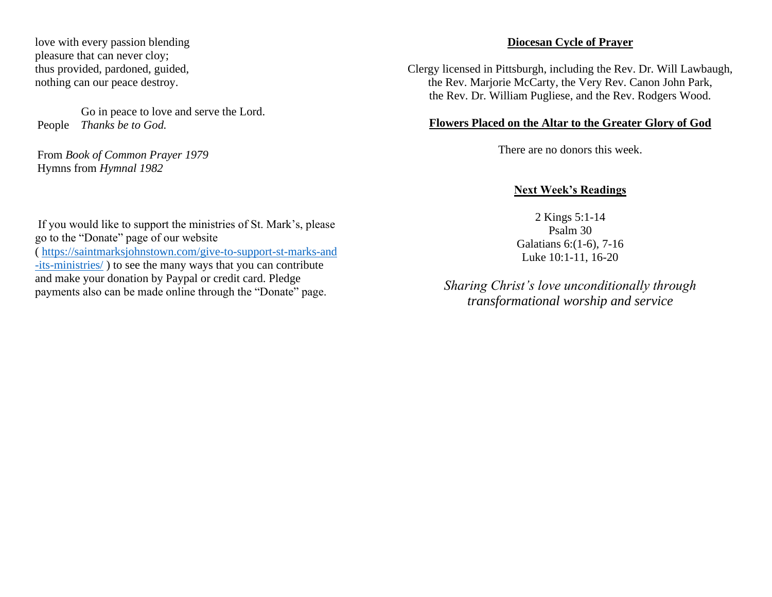love with every passion blending
pleasure that can never cloy;
thus provided, pardoned, guided,
nothing can our peace destroy.

Go in peace to love and serve the Lord.
People *Thanks be to God.*

From *Book of Common Prayer 1979*
Hymns from *Hymnal 1982*

If you would like to support the ministries of St. Mark's, please go to the "Donate" page of our website ( https://saintmarksjohnstown.com/give-to-support-st-marks-and-its-ministries/ ) to see the many ways that you can contribute and make your donation by Paypal or credit card. Pledge payments also can be made online through the "Donate" page.

## Diocesan Cycle of Prayer

Clergy licensed in Pittsburgh, including the Rev. Dr. Will Lawbaugh, the Rev. Marjorie McCarty, the Very Rev. Canon John Park, the Rev. Dr. William Pugliese, and the Rev. Rodgers Wood.

## Flowers Placed on the Altar to the Greater Glory of God

There are no donors this week.

## Next Week's Readings

2 Kings 5:1-14
Psalm 30
Galatians 6:(1-6), 7-16
Luke 10:1-11, 16-20

*Sharing Christ's love unconditionally through transformational worship and service*